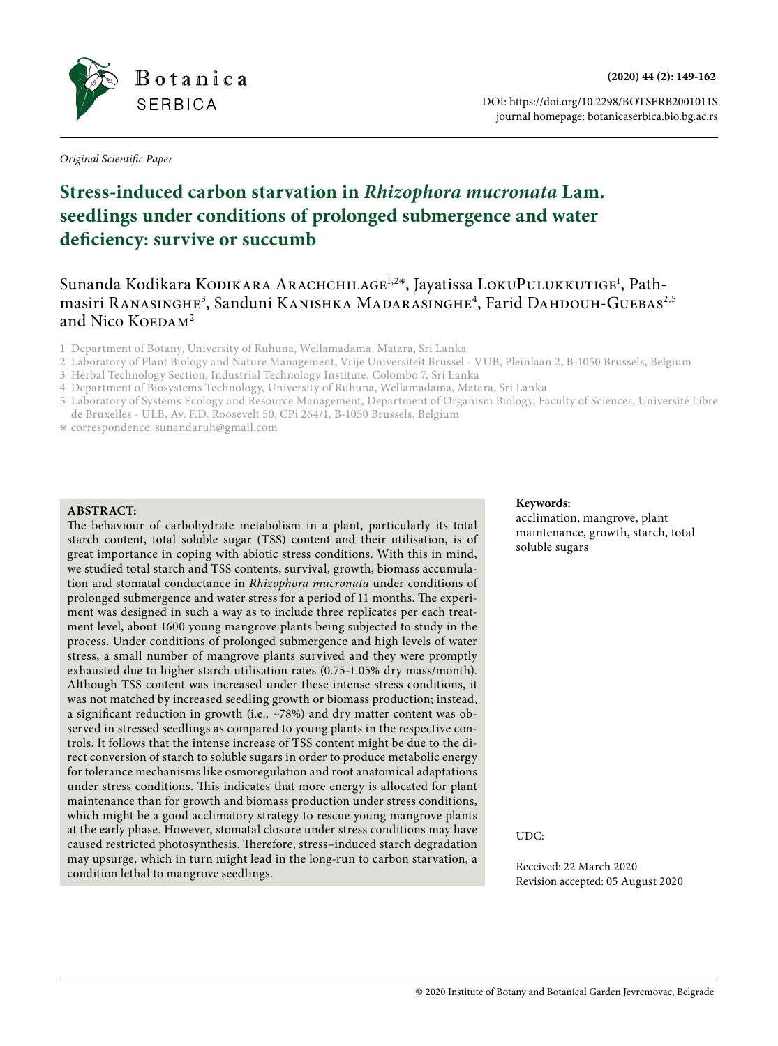*Original Scientific Paper*

# Stress-induced carbon starvation in *Rhizophora mucronata* Lam. seedlings under conditions of prolonged submergence and water deficiency: survive or succumb

Sunanda Kodikara Kodikara Arachchilage[1,2*], Jayatissa LokuPulukkutige[1], Pathmasiri Ranasinghe[3], Sanduni Kanishka Madarasinghe[4], Farid Dahdouh-Guebas[2,5] and Nico Koedam[2]

1 Department of Botany, University of Ruhuna, Wellamadama, Matara, Sri Lanka

2 Laboratory of Plant Biology and Nature Management, Vrije Universiteit Brussel - VUB, Pleinlaan 2, B-1050 Brussels, Belgium

3 Herbal Technology Section, Industrial Technology Institute, Colombo 7, Sri Lanka

4 Department of Biosystems Technology, University of Ruhuna, Wellamadama, Matara, Sri Lanka

5 Laboratory of Systems Ecology and Resource Management, Department of Organism Biology, Faculty of Sciences, Université Libre de Bruxelles - ULB, Av. F.D. Roosevelt 50, CPi 264/1, B-1050 Brussels, Belgium

* correspondence: sunandaruh@gmail.com

**ABSTRACT:**

The behaviour of carbohydrate metabolism in a plant, particularly its total starch content, total soluble sugar (TSS) content and their utilisation, is of great importance in coping with abiotic stress conditions. With this in mind, we studied total starch and TSS contents, survival, growth, biomass accumulation and stomatal conductance in *Rhizophora mucronata* under conditions of prolonged submergence and water stress for a period of 11 months. The experiment was designed in such a way as to include three replicates per each treatment level, about 1600 young mangrove plants being subjected to study in the process. Under conditions of prolonged submergence and high levels of water stress, a small number of mangrove plants survived and they were promptly exhausted due to higher starch utilisation rates (0.75-1.05% dry mass/month). Although TSS content was increased under these intense stress conditions, it was not matched by increased seedling growth or biomass production; instead, a significant reduction in growth (i.e., ~78%) and dry matter content was observed in stressed seedlings as compared to young plants in the respective controls. It follows that the intense increase of TSS content might be due to the direct conversion of starch to soluble sugars in order to produce metabolic energy for tolerance mechanisms like osmoregulation and root anatomical adaptations under stress conditions. This indicates that more energy is allocated for plant maintenance than for growth and biomass production under stress conditions, which might be a good acclimatory strategy to rescue young mangrove plants at the early phase. However, stomatal closure under stress conditions may have caused restricted photosynthesis. Therefore, stress–induced starch degradation may upsurge, which in turn might lead in the long-run to carbon starvation, a condition lethal to mangrove seedlings.

**Keywords:**

acclimation, mangrove, plant maintenance, growth, starch, total soluble sugars

UDC:

Received: 22 March 2020

Revision accepted: 05 August 2020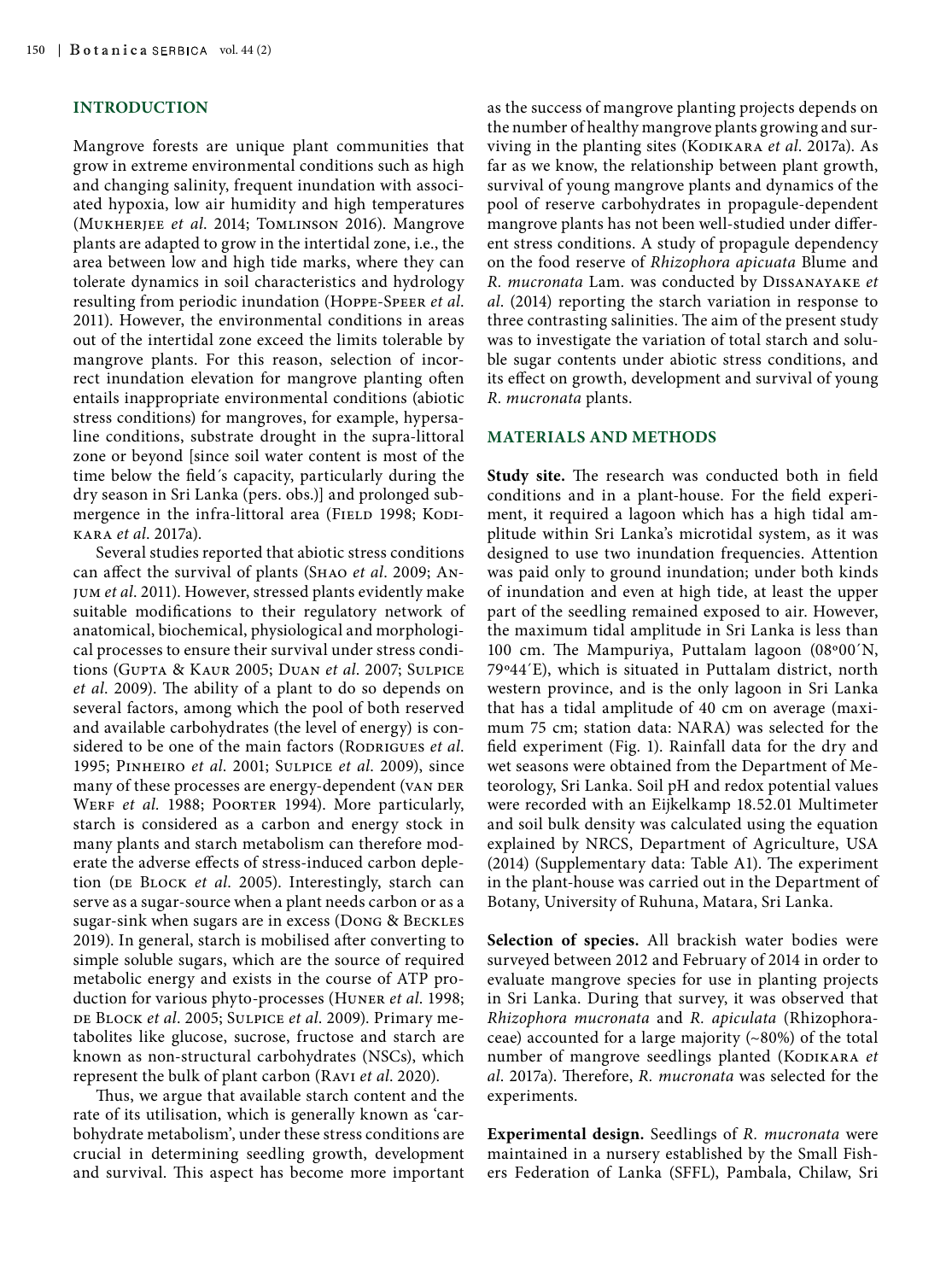## INTRODUCTION

Mangrove forests are unique plant communities that grow in extreme environmental conditions such as high and changing salinity, frequent inundation with associated hypoxia, low air humidity and high temperatures (Mukherjee *et al*. 2014; Tomlinson 2016). Mangrove plants are adapted to grow in the intertidal zone, i.e., the area between low and high tide marks, where they can tolerate dynamics in soil characteristics and hydrology resulting from periodic inundation (Hoppe-Speer *et al*. 2011). However, the environmental conditions in areas out of the intertidal zone exceed the limits tolerable by mangrove plants. For this reason, selection of incorrect inundation elevation for mangrove planting often entails inappropriate environmental conditions (abiotic stress conditions) for mangroves, for example, hypersaline conditions, substrate drought in the supra-littoral zone or beyond [since soil water content is most of the time below the field´s capacity, particularly during the dry season in Sri Lanka (pers. obs.)] and prolonged submergence in the infra-littoral area (Field 1998; Kodikara *et al*. 2017a).

Several studies reported that abiotic stress conditions can affect the survival of plants (Shao *et al*. 2009; Anjum *et al*. 2011). However, stressed plants evidently make suitable modifications to their regulatory network of anatomical, biochemical, physiological and morphological processes to ensure their survival under stress conditions (Gupta & Kaur 2005; Duan *et al*. 2007; Sulpice *et al*. 2009). The ability of a plant to do so depends on several factors, among which the pool of both reserved and available carbohydrates (the level of energy) is considered to be one of the main factors (Rodrigues *et al*. 1995; Pinheiro *et al*. 2001; Sulpice *et al*. 2009), since many of these processes are energy-dependent (van der Werf *et al*. 1988; Poorter 1994). More particularly, starch is considered as a carbon and energy stock in many plants and starch metabolism can therefore moderate the adverse effects of stress-induced carbon depletion (de Block *et al*. 2005). Interestingly, starch can serve as a sugar-source when a plant needs carbon or as a sugar-sink when sugars are in excess (Dong & Beckles 2019). In general, starch is mobilised after converting to simple soluble sugars, which are the source of required metabolic energy and exists in the course of ATP production for various phyto-processes (Huner *et al*. 1998; de Block *et al*. 2005; Sulpice *et al*. 2009). Primary metabolites like glucose, sucrose, fructose and starch are known as non-structural carbohydrates (NSCs), which represent the bulk of plant carbon (Ravi *et al*. 2020).

Thus, we argue that available starch content and the rate of its utilisation, which is generally known as 'carbohydrate metabolism', under these stress conditions are crucial in determining seedling growth, development and survival. This aspect has become more important as the success of mangrove planting projects depends on the number of healthy mangrove plants growing and surviving in the planting sites (Kodikara *et al*. 2017a). As far as we know, the relationship between plant growth, survival of young mangrove plants and dynamics of the pool of reserve carbohydrates in propagule-dependent mangrove plants has not been well-studied under different stress conditions. A study of propagule dependency on the food reserve of *Rhizophora apicuata* Blume and *R. mucronata* Lam. was conducted by Dissanayake *et al*. (2014) reporting the starch variation in response to three contrasting salinities. The aim of the present study was to investigate the variation of total starch and soluble sugar contents under abiotic stress conditions, and its effect on growth, development and survival of young *R. mucronata* plants.

## MATERIALS AND METHODS

**Study site.** The research was conducted both in field conditions and in a plant-house. For the field experiment, it required a lagoon which has a high tidal amplitude within Sri Lanka's microtidal system, as it was designed to use two inundation frequencies. Attention was paid only to ground inundation; under both kinds of inundation and even at high tide, at least the upper part of the seedling remained exposed to air. However, the maximum tidal amplitude in Sri Lanka is less than 100 cm. The Mampuriya, Puttalam lagoon (08º00´N, 79º44´E), which is situated in Puttalam district, north western province, and is the only lagoon in Sri Lanka that has a tidal amplitude of 40 cm on average (maximum 75 cm; station data: NARA) was selected for the field experiment (Fig. 1). Rainfall data for the dry and wet seasons were obtained from the Department of Meteorology, Sri Lanka. Soil pH and redox potential values were recorded with an Eijkelkamp 18.52.01 Multimeter and soil bulk density was calculated using the equation explained by NRCS, Department of Agriculture, USA (2014) (Supplementary data: Table A1). The experiment in the plant-house was carried out in the Department of Botany, University of Ruhuna, Matara, Sri Lanka.

**Selection of species.** All brackish water bodies were surveyed between 2012 and February of 2014 in order to evaluate mangrove species for use in planting projects in Sri Lanka. During that survey, it was observed that *Rhizophora mucronata* and *R. apiculata* (Rhizophoraceae) accounted for a large majority (~80%) of the total number of mangrove seedlings planted (Kodikara *et al*. 2017a). Therefore, *R. mucronata* was selected for the experiments.

**Experimental design.** Seedlings of *R. mucronata* were maintained in a nursery established by the Small Fishers Federation of Lanka (SFFL), Pambala, Chilaw, Sri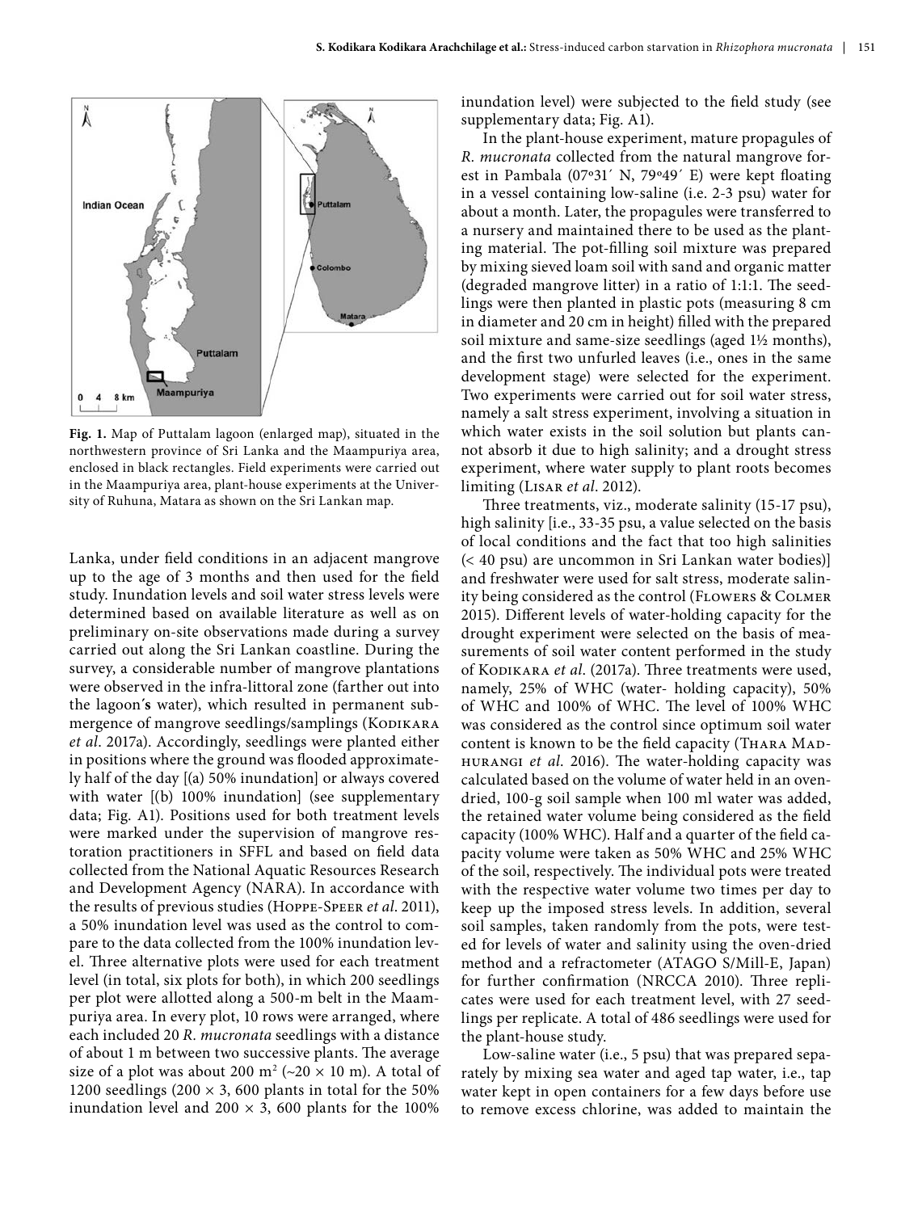**Fig. 1.** Map of Puttalam lagoon (enlarged map), situated in the northwestern province of Sri Lanka and the Maampuriya area, enclosed in black rectangles. Field experiments were carried out in the Maampuriya area, plant-house experiments at the University of Ruhuna, Matara as shown on the Sri Lankan map.

Lanka, under field conditions in an adjacent mangrove up to the age of 3 months and then used for the field study. Inundation levels and soil water stress levels were determined based on available literature as well as on preliminary on-site observations made during a survey carried out along the Sri Lankan coastline. During the survey, a considerable number of mangrove plantations were observed in the infra-littoral zone (farther out into the lagoon's water), which resulted in permanent submergence of mangrove seedlings/samplings (Kodikara *et al*. 2017a). Accordingly, seedlings were planted either in positions where the ground was flooded approximately half of the day [(a) 50% inundation] or always covered with water [(b) 100% inundation] (see supplementary data; Fig. A1). Positions used for both treatment levels were marked under the supervision of mangrove restoration practitioners in SFFL and based on field data collected from the National Aquatic Resources Research and Development Agency (NARA). In accordance with the results of previous studies (Hoppe-Speer *et al*. 2011), a 50% inundation level was used as the control to compare to the data collected from the 100% inundation level. Three alternative plots were used for each treatment level (in total, six plots for both), in which 200 seedlings per plot were allotted along a 500-m belt in the Maampuriya area. In every plot, 10 rows were arranged, where each included 20 *R. mucronata* seedlings with a distance of about 1 m between two successive plants. The average size of a plot was about 200 m$^2$ (~20 × 10 m). A total of 1200 seedlings (200 × 3, 600 plants in total for the 50% inundation level and 200 × 3, 600 plants for the 100% inundation level) were subjected to the field study (see supplementary data; Fig. A1).

In the plant-house experiment, mature propagules of *R. mucronata* collected from the natural mangrove forest in Pambala (07º31´ N, 79º49´ E) were kept floating in a vessel containing low-saline (i.e. 2-3 psu) water for about a month. Later, the propagules were transferred to a nursery and maintained there to be used as the planting material. The pot-filling soil mixture was prepared by mixing sieved loam soil with sand and organic matter (degraded mangrove litter) in a ratio of 1:1:1. The seedlings were then planted in plastic pots (measuring 8 cm in diameter and 20 cm in height) filled with the prepared soil mixture and same-size seedlings (aged 1½ months), and the first two unfurled leaves (i.e., ones in the same development stage) were selected for the experiment. Two experiments were carried out for soil water stress, namely a salt stress experiment, involving a situation in which water exists in the soil solution but plants cannot absorb it due to high salinity; and a drought stress experiment, where water supply to plant roots becomes limiting (Lisar *et al*. 2012).

Three treatments, viz., moderate salinity (15-17 psu), high salinity [i.e., 33-35 psu, a value selected on the basis of local conditions and the fact that too high salinities (< 40 psu) are uncommon in Sri Lankan water bodies)] and freshwater were used for salt stress, moderate salinity being considered as the control (Flowers & Colmer 2015). Different levels of water-holding capacity for the drought experiment were selected on the basis of measurements of soil water content performed in the study of Kodikara *et al*. (2017a). Three treatments were used, namely, 25% of WHC (water- holding capacity), 50% of WHC and 100% of WHC. The level of 100% WHC was considered as the control since optimum soil water content is known to be the field capacity (Thara Madhurangi *et al*. 2016). The water-holding capacity was calculated based on the volume of water held in an oven-dried, 100-g soil sample when 100 ml water was added, the retained water volume being considered as the field capacity (100% WHC). Half and a quarter of the field capacity volume were taken as 50% WHC and 25% WHC of the soil, respectively. The individual pots were treated with the respective water volume two times per day to keep up the imposed stress levels. In addition, several soil samples, taken randomly from the pots, were tested for levels of water and salinity using the oven-dried method and a refractometer (ATAGO S/Mill-E, Japan) for further confirmation (NRCCA 2010). Three replicates were used for each treatment level, with 27 seedlings per replicate. A total of 486 seedlings were used for the plant-house study.

Low-saline water (i.e., 5 psu) that was prepared separately by mixing sea water and aged tap water, i.e., tap water kept in open containers for a few days before use to remove excess chlorine, was added to maintain the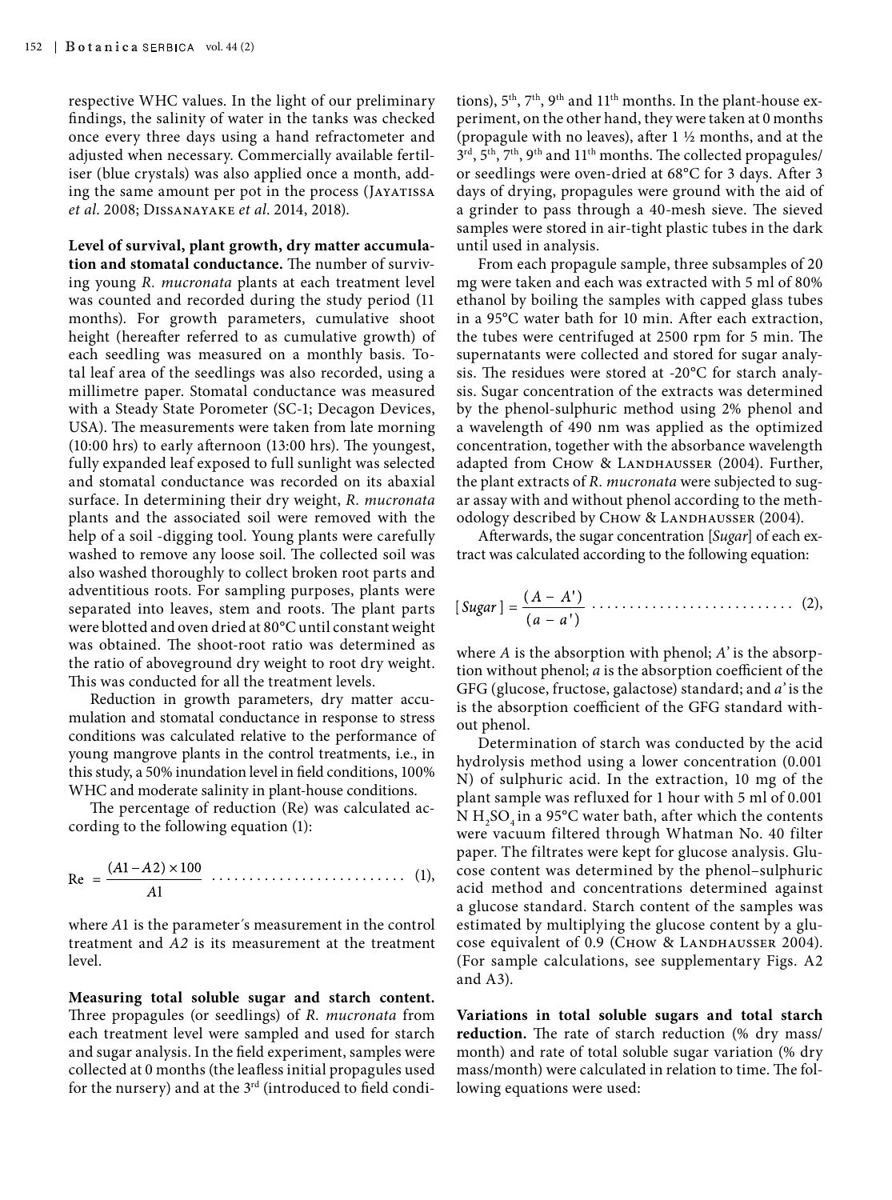respective WHC values. In the light of our preliminary findings, the salinity of water in the tanks was checked once every three days using a hand refractometer and adjusted when necessary. Commercially available fertiliser (blue crystals) was also applied once a month, adding the same amount per pot in the process (Jayatissa *et al*. 2008; Dissanayake *et al*. 2014, 2018).

**Level of survival, plant growth, dry matter accumulation and stomatal conductance.** The number of surviving young *R. mucronata* plants at each treatment level was counted and recorded during the study period (11 months). For growth parameters, cumulative shoot height (hereafter referred to as cumulative growth) of each seedling was measured on a monthly basis. Total leaf area of the seedlings was also recorded, using a millimetre paper. Stomatal conductance was measured with a Steady State Porometer (SC-1; Decagon Devices, USA). The measurements were taken from late morning (10:00 hrs) to early afternoon (13:00 hrs). The youngest, fully expanded leaf exposed to full sunlight was selected and stomatal conductance was recorded on its abaxial surface. In determining their dry weight, *R. mucronata* plants and the associated soil were removed with the help of a soil -digging tool. Young plants were carefully washed to remove any loose soil. The collected soil was also washed thoroughly to collect broken root parts and adventitious roots. For sampling purposes, plants were separated into leaves, stem and roots. The plant parts were blotted and oven dried at 80°C until constant weight was obtained. The shoot-root ratio was determined as the ratio of aboveground dry weight to root dry weight. This was conducted for all the treatment levels.

Reduction in growth parameters, dry matter accumulation and stomatal conductance in response to stress conditions was calculated relative to the performance of young mangrove plants in the control treatments, i.e., in this study, a 50% inundation level in field conditions, 100% WHC and moderate salinity in plant-house conditions.

The percentage of reduction (Re) was calculated according to the following equation (1):

$$\text{Re} = \frac{(A1 - A2) \times 100}{A1} \quad (1),$$

where $A1$ is the parameter´s measurement in the control treatment and $A2$ is its measurement at the treatment level.

**Measuring total soluble sugar and starch content.** Three propagules (or seedlings) of *R. mucronata* from each treatment level were sampled and used for starch and sugar analysis. In the field experiment, samples were collected at 0 months (the leafless initial propagules used for the nursery) and at the 3rd (introduced to field conditions), 5th, 7th, 9th and 11th months. In the plant-house experiment, on the other hand, they were taken at 0 months (propagule with no leaves), after 1 ½ months, and at the 3rd, 5th, 7th, 9th and 11th months. The collected propagules/ or seedlings were oven-dried at 68°C for 3 days. After 3 days of drying, propagules were ground with the aid of a grinder to pass through a 40-mesh sieve. The sieved samples were stored in air-tight plastic tubes in the dark until used in analysis.

From each propagule sample, three subsamples of 20 mg were taken and each was extracted with 5 ml of 80% ethanol by boiling the samples with capped glass tubes in a 95°C water bath for 10 min. After each extraction, the tubes were centrifuged at 2500 rpm for 5 min. The supernatants were collected and stored for sugar analysis. The residues were stored at -20°C for starch analysis. Sugar concentration of the extracts was determined by the phenol-sulphuric method using 2% phenol and a wavelength of 490 nm was applied as the optimized concentration, together with the absorbance wavelength adapted from Chow & Landhausser (2004). Further, the plant extracts of *R. mucronata* were subjected to sugar assay with and without phenol according to the methodology described by Chow & Landhausser (2004).

Afterwards, the sugar concentration [*Sugar*] of each extract was calculated according to the following equation:

$$[Sugar] = \frac{(A - A')}{(a - a')} \quad (2),$$

where $A$ is the absorption with phenol; $A'$ is the absorption without phenol; $a$ is the absorption coefficient of the GFG (glucose, fructose, galactose) standard; and $a'$ is the is the absorption coefficient of the GFG standard without phenol.

Determination of starch was conducted by the acid hydrolysis method using a lower concentration (0.001 N) of sulphuric acid. In the extraction, 10 mg of the plant sample was refluxed for 1 hour with 5 ml of 0.001 N $H_2SO_4$ in a 95°C water bath, after which the contents were vacuum filtered through Whatman No. 40 filter paper. The filtrates were kept for glucose analysis. Glucose content was determined by the phenol–sulphuric acid method and concentrations determined against a glucose standard. Starch content of the samples was estimated by multiplying the glucose content by a glucose equivalent of 0.9 (Chow & Landhausser 2004). (For sample calculations, see supplementary Figs. A2 and A3).

**Variations in total soluble sugars and total starch reduction.** The rate of starch reduction (% dry mass/ month) and rate of total soluble sugar variation (% dry mass/month) were calculated in relation to time. The following equations were used: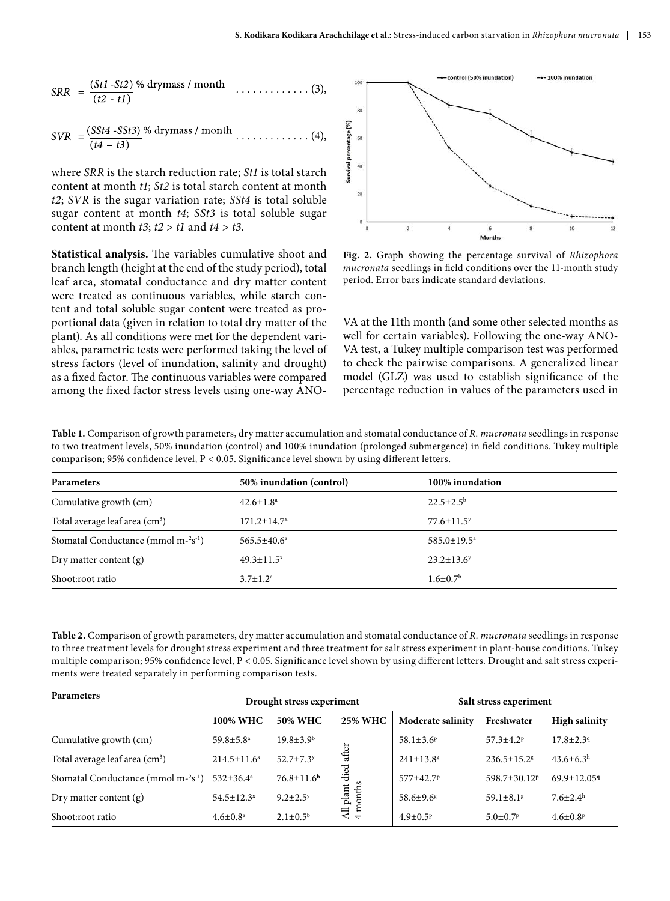$$SRR = \frac{(St1 - St2)\ \%\ \text{drymass / month}}{(t2 - t1)} \quad \ldots\ldots\ldots\ldots\ (3),$$

$$SVR = \frac{(SSt4 - SSt3)\ \%\ \text{drymass / month}}{(t4 - t3)} \quad \ldots\ldots\ldots\ldots\ (4),$$

where *SRR* is the starch reduction rate; *St1* is total starch content at month *t1*; *St2* is total starch content at month *t2*; *SVR* is the sugar variation rate; *SSt4* is total soluble sugar content at month *t4*; *SSt3* is total soluble sugar content at month *t3*; *t2* > *t1* and *t4* > *t3*.

**Statistical analysis.** The variables cumulative shoot and branch length (height at the end of the study period), total leaf area, stomatal conductance and dry matter content were treated as continuous variables, while starch content and total soluble sugar content were treated as proportional data (given in relation to total dry matter of the plant). As all conditions were met for the dependent variables, parametric tests were performed taking the level of stress factors (level of inundation, salinity and drought) as a fixed factor. The continuous variables were compared among the fixed factor stress levels using one-way ANOVA at the 11th month (and some other selected months as well for certain variables). Following the one-way ANOVA test, a Tukey multiple comparison test was performed to check the pairwise comparisons. A generalized linear model (GLZ) was used to establish significance of the percentage reduction in values of the parameters used in

**Fig. 2.** Graph showing the percentage survival of *Rhizophora mucronata* seedlings in field conditions over the 11-month study period. Error bars indicate standard deviations.

**Table 1.** Comparison of growth parameters, dry matter accumulation and stomatal conductance of *R. mucronata* seedlings in response to two treatment levels, 50% inundation (control) and 100% inundation (prolonged submergence) in field conditions. Tukey multiple comparison; 95% confidence level, P < 0.05. Significance level shown by using different letters.

| Parameters | 50% inundation (control) | 100% inundation |
|---|---|---|
| Cumulative growth (cm) | 42.6±1.8[a] | 22.5±2.5[b] |
| Total average leaf area (cm$^3$) | 171.2±14.7[x] | 77.6±11.5[y] |
| Stomatal Conductance (mmol m-$^{2}$s$^{-1}$) | 565.5±40.6[a] | 585.0±19.5[a] |
| Dry matter content (g) | 49.3±11.5[x] | 23.2±13.6[y] |
| Shoot:root ratio | 3.7±1.2[a] | 1.6±0.7[b] |

**Table 2.** Comparison of growth parameters, dry matter accumulation and stomatal conductance of *R. mucronata* seedlings in response to three treatment levels for drought stress experiment and three treatment for salt stress experiment in plant-house conditions. Tukey multiple comparison; 95% confidence level, P < 0.05. Significance level shown by using different letters. Drought and salt stress experiments were treated separately in performing comparison tests.

| Parameters | Drought stress experiment | | | Salt stress experiment | | |
|---|---|---|---|---|---|---|
| | 100% WHC | 50% WHC | 25% WHC | Moderate salinity | Freshwater | High salinity |
| Cumulative growth (cm) | 59.8±5.8[a] | 19.8±3.9[b] | All plant died after 4 months | 58.1±3.6[p] | 57.3±4.2[p] | 17.8±2.3[q] |
| Total average leaf area (cm$^3$) | 214.5±11.6[x] | 52.7±7.3[y] | | 241±13.8[g] | 236.5±15.2[g] | 43.6±6.3[h] |
| Stomatal Conductance (mmol m-$^{2}$s$^{-1}$) | 532±36.4[a] | 76.8±11.6[b] | | 577±42.7[p] | 598.7±30.12[p] | 69.9±12.05[q] |
| Dry matter content (g) | 54.5±12.3[x] | 9.2±2.5[y] | | 58.6±9.6[g] | 59.1±8.1[g] | 7.6±2.4[h] |
| Shoot:root ratio | 4.6±0.8[a] | 2.1±0.5[b] | | 4.9±0.5[p] | 5.0±0.7[p] | 4.6±0.8[p] |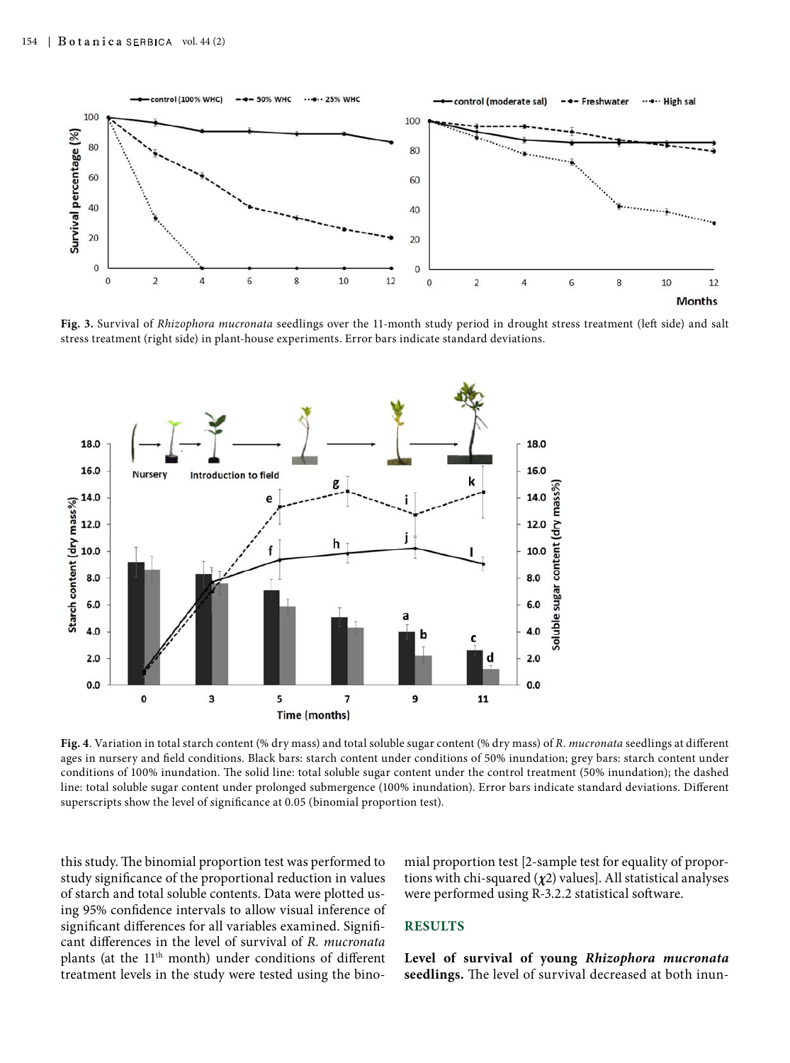**Fig. 3.** Survival of *Rhizophora mucronata* seedlings over the 11-month study period in drought stress treatment (left side) and salt stress treatment (right side) in plant-house experiments. Error bars indicate standard deviations.

**Fig. 4**. Variation in total starch content (% dry mass) and total soluble sugar content (% dry mass) of *R. mucronata* seedlings at different ages in nursery and field conditions. Black bars: starch content under conditions of 50% inundation; grey bars: starch content under conditions of 100% inundation. The solid line: total soluble sugar content under the control treatment (50% inundation); the dashed line: total soluble sugar content under prolonged submergence (100% inundation). Error bars indicate standard deviations. Different superscripts show the level of significance at 0.05 (binomial proportion test).

this study. The binomial proportion test was performed to study significance of the proportional reduction in values of starch and total soluble contents. Data were plotted using 95% confidence intervals to allow visual inference of significant differences for all variables examined. Significant differences in the level of survival of *R. mucronata* plants (at the 11th month) under conditions of different treatment levels in the study were tested using the binomial proportion test [2-sample test for equality of proportions with chi-squared ($\chi$2) values]. All statistical analyses were performed using R-3.2.2 statistical software.

## RESULTS

**Level of survival of young *Rhizophora mucronata* seedlings.** The level of survival decreased at both inun-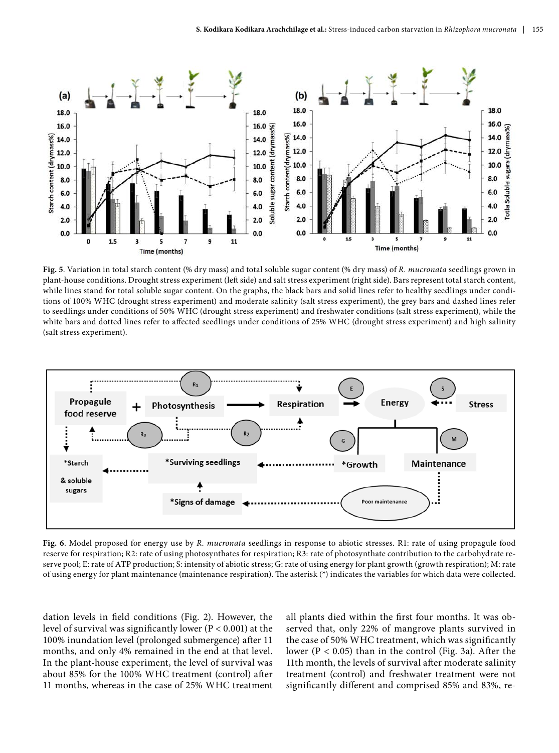**Fig. 5**. Variation in total starch content (% dry mass) and total soluble sugar content (% dry mass) of *R. mucronata* seedlings grown in plant-house conditions. Drought stress experiment (left side) and salt stress experiment (right side). Bars represent total starch content, while lines stand for total soluble sugar content. On the graphs, the black bars and solid lines refer to healthy seedlings under conditions of 100% WHC (drought stress experiment) and moderate salinity (salt stress experiment), the grey bars and dashed lines refer to seedlings under conditions of 50% WHC (drought stress experiment) and freshwater conditions (salt stress experiment), while the white bars and dotted lines refer to affected seedlings under conditions of 25% WHC (drought stress experiment) and high salinity (salt stress experiment).

**Fig. 6**. Model proposed for energy use by *R. mucronata* seedlings in response to abiotic stresses. R1: rate of using propagule food reserve for respiration; R2: rate of using photosynthates for respiration; R3: rate of photosynthate contribution to the carbohydrate reserve pool; E: rate of ATP production; S: intensity of abiotic stress; G: rate of using energy for plant growth (growth respiration); M: rate of using energy for plant maintenance (maintenance respiration). The asterisk (*) indicates the variables for which data were collected.

dation levels in field conditions (Fig. 2). However, the level of survival was significantly lower ($P < 0.001$) at the 100% inundation level (prolonged submergence) after 11 months, and only 4% remained in the end at that level. In the plant-house experiment, the level of survival was about 85% for the 100% WHC treatment (control) after 11 months, whereas in the case of 25% WHC treatment all plants died within the first four months. It was observed that, only 22% of mangrove plants survived in the case of 50% WHC treatment, which was significantly lower ($P < 0.05$) than in the control (Fig. 3a). After the 11th month, the levels of survival after moderate salinity treatment (control) and freshwater treatment were not significantly different and comprised 85% and 83%, re-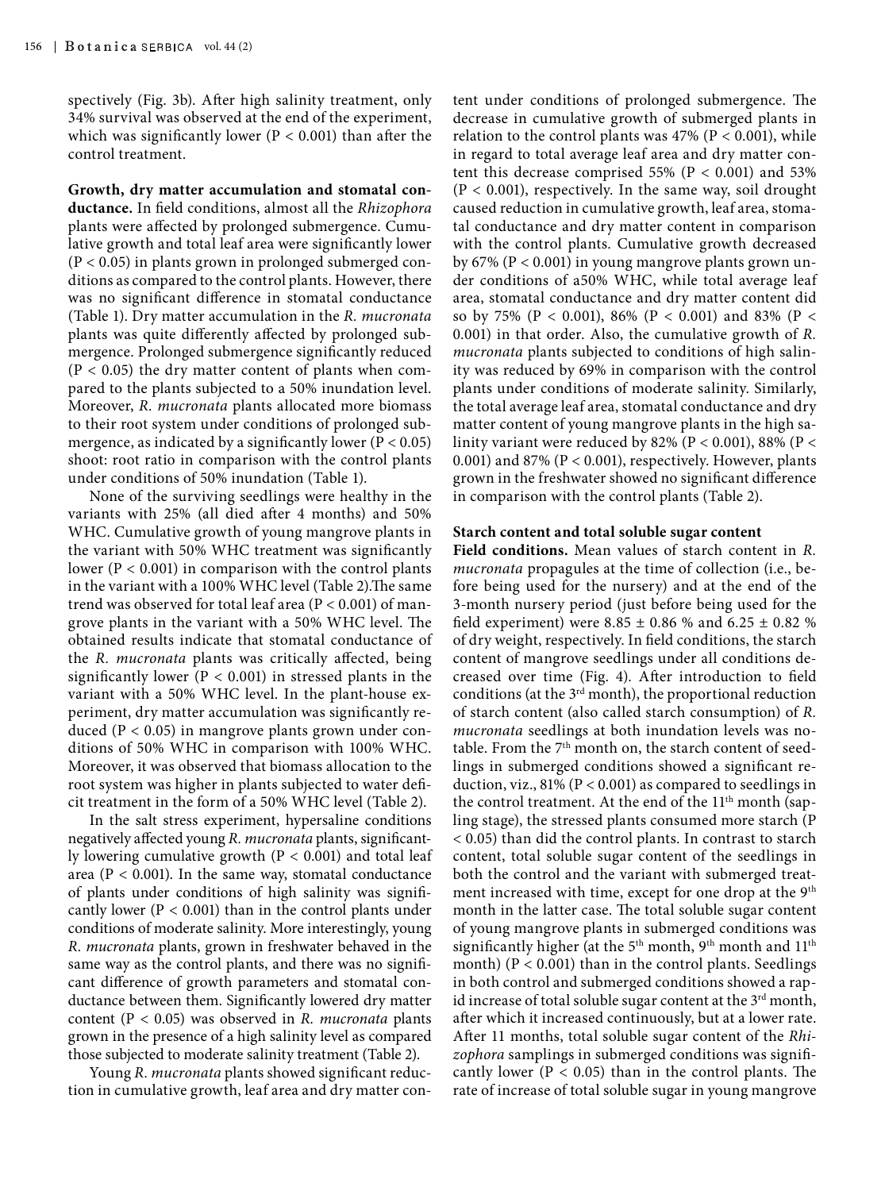spectively (Fig. 3b). After high salinity treatment, only 34% survival was observed at the end of the experiment, which was significantly lower ($P < 0.001$) than after the control treatment.

**Growth, dry matter accumulation and stomatal conductance.** In field conditions, almost all the *Rhizophora* plants were affected by prolonged submergence. Cumulative growth and total leaf area were significantly lower ($P < 0.05$) in plants grown in prolonged submerged conditions as compared to the control plants. However, there was no significant difference in stomatal conductance (Table 1). Dry matter accumulation in the *R. mucronata* plants was quite differently affected by prolonged submergence. Prolonged submergence significantly reduced ($P < 0.05$) the dry matter content of plants when compared to the plants subjected to a 50% inundation level. Moreover, *R. mucronata* plants allocated more biomass to their root system under conditions of prolonged submergence, as indicated by a significantly lower ($P < 0.05$) shoot: root ratio in comparison with the control plants under conditions of 50% inundation (Table 1).

None of the surviving seedlings were healthy in the variants with 25% (all died after 4 months) and 50% WHC. Cumulative growth of young mangrove plants in the variant with 50% WHC treatment was significantly lower ($P < 0.001$) in comparison with the control plants in the variant with a 100% WHC level (Table 2).The same trend was observed for total leaf area ($P < 0.001$) of mangrove plants in the variant with a 50% WHC level. The obtained results indicate that stomatal conductance of the *R. mucronata* plants was critically affected, being significantly lower ($P < 0.001$) in stressed plants in the variant with a 50% WHC level. In the plant-house experiment, dry matter accumulation was significantly reduced ($P < 0.05$) in mangrove plants grown under conditions of 50% WHC in comparison with 100% WHC. Moreover, it was observed that biomass allocation to the root system was higher in plants subjected to water deficit treatment in the form of a 50% WHC level (Table 2).

In the salt stress experiment, hypersaline conditions negatively affected young *R. mucronata* plants, significantly lowering cumulative growth ($P < 0.001$) and total leaf area ($P < 0.001$). In the same way, stomatal conductance of plants under conditions of high salinity was significantly lower ($P < 0.001$) than in the control plants under conditions of moderate salinity. More interestingly, young *R. mucronata* plants, grown in freshwater behaved in the same way as the control plants, and there was no significant difference of growth parameters and stomatal conductance between them. Significantly lowered dry matter content ($P < 0.05$) was observed in *R. mucronata* plants grown in the presence of a high salinity level as compared those subjected to moderate salinity treatment (Table 2).

Young *R. mucronata* plants showed significant reduction in cumulative growth, leaf area and dry matter content under conditions of prolonged submergence. The decrease in cumulative growth of submerged plants in relation to the control plants was 47% ($P < 0.001$), while in regard to total average leaf area and dry matter content this decrease comprised 55% ($P < 0.001$) and 53% ($P < 0.001$), respectively. In the same way, soil drought caused reduction in cumulative growth, leaf area, stomatal conductance and dry matter content in comparison with the control plants. Cumulative growth decreased by 67% ($P < 0.001$) in young mangrove plants grown under conditions of a50% WHC, while total average leaf area, stomatal conductance and dry matter content did so by 75% ($P < 0.001$), 86% ($P < 0.001$) and 83% ($P < 0.001$) in that order. Also, the cumulative growth of *R. mucronata* plants subjected to conditions of high salinity was reduced by 69% in comparison with the control plants under conditions of moderate salinity. Similarly, the total average leaf area, stomatal conductance and dry matter content of young mangrove plants in the high salinity variant were reduced by 82% ($P < 0.001$), 88% ($P < 0.001$) and 87% ($P < 0.001$), respectively. However, plants grown in the freshwater showed no significant difference in comparison with the control plants (Table 2).

**Starch content and total soluble sugar content**

**Field conditions.** Mean values of starch content in *R. mucronata* propagules at the time of collection (i.e., before being used for the nursery) and at the end of the 3-month nursery period (just before being used for the field experiment) were 8.85 ± 0.86 % and 6.25 ± 0.82 % of dry weight, respectively. In field conditions, the starch content of mangrove seedlings under all conditions decreased over time (Fig. 4). After introduction to field conditions (at the 3rd month), the proportional reduction of starch content (also called starch consumption) of *R. mucronata* seedlings at both inundation levels was notable. From the 7th month on, the starch content of seedlings in submerged conditions showed a significant reduction, viz., 81% ($P < 0.001$) as compared to seedlings in the control treatment. At the end of the 11th month (sapling stage), the stressed plants consumed more starch ($P < 0.05$) than did the control plants. In contrast to starch content, total soluble sugar content of the seedlings in both the control and the variant with submerged treatment increased with time, except for one drop at the 9th month in the latter case. The total soluble sugar content of young mangrove plants in submerged conditions was significantly higher (at the 5th month, 9th month and 11th month) ($P < 0.001$) than in the control plants. Seedlings in both control and submerged conditions showed a rapid increase of total soluble sugar content at the 3rd month, after which it increased continuously, but at a lower rate. After 11 months, total soluble sugar content of the *Rhizophora* samplings in submerged conditions was significantly lower ($P < 0.05$) than in the control plants. The rate of increase of total soluble sugar in young mangrove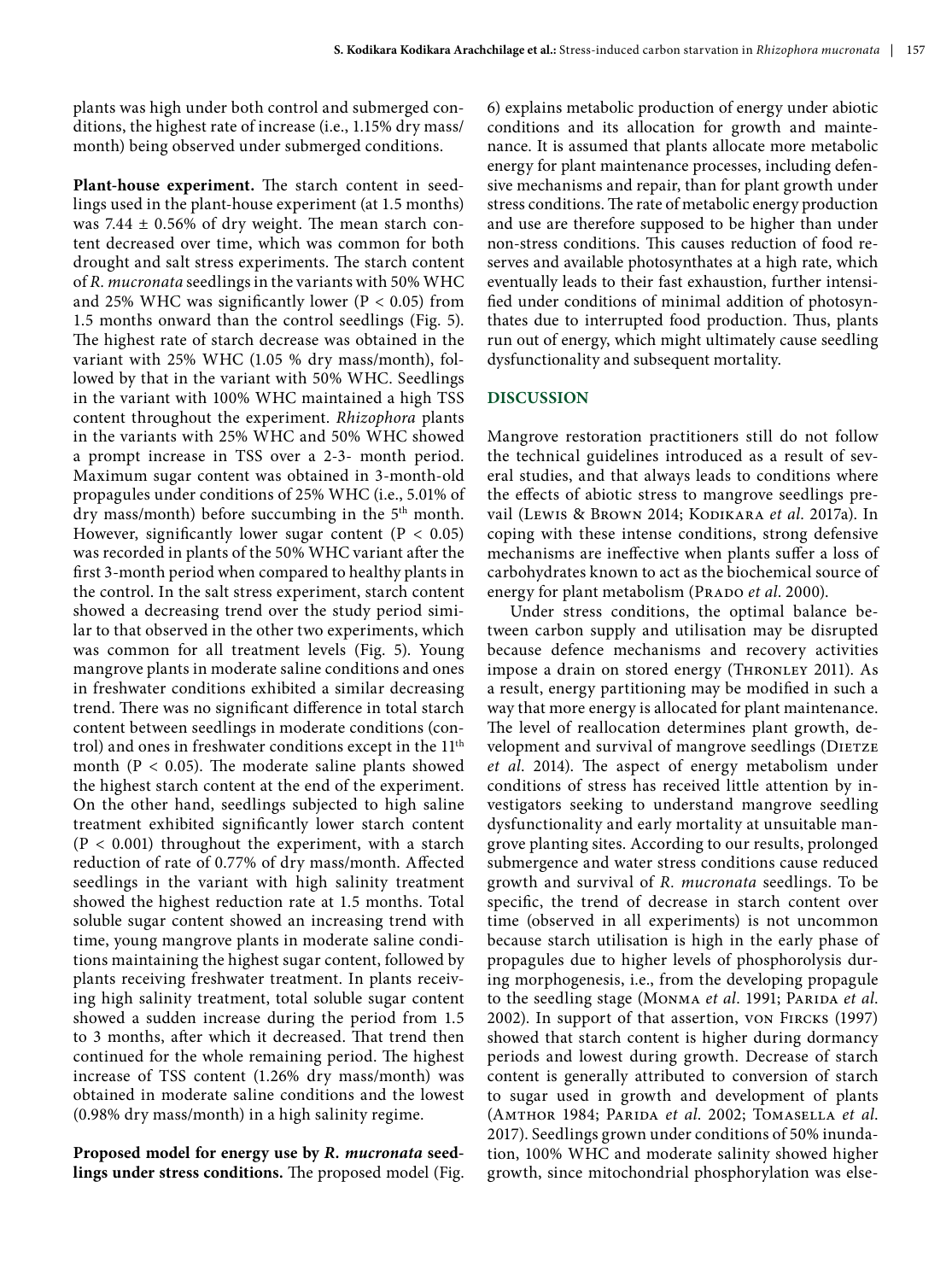plants was high under both control and submerged conditions, the highest rate of increase (i.e., 1.15% dry mass/month) being observed under submerged conditions.

**Plant-house experiment.** The starch content in seedlings used in the plant-house experiment (at 1.5 months) was 7.44 ± 0.56% of dry weight. The mean starch content decreased over time, which was common for both drought and salt stress experiments. The starch content of *R. mucronata* seedlings in the variants with 50% WHC and 25% WHC was significantly lower ($P < 0.05$) from 1.5 months onward than the control seedlings (Fig. 5). The highest rate of starch decrease was obtained in the variant with 25% WHC (1.05 % dry mass/month), followed by that in the variant with 50% WHC. Seedlings in the variant with 100% WHC maintained a high TSS content throughout the experiment. *Rhizophora* plants in the variants with 25% WHC and 50% WHC showed a prompt increase in TSS over a 2-3- month period. Maximum sugar content was obtained in 3-month-old propagules under conditions of 25% WHC (i.e., 5.01% of dry mass/month) before succumbing in the 5th month. However, significantly lower sugar content ($P < 0.05$) was recorded in plants of the 50% WHC variant after the first 3-month period when compared to healthy plants in the control. In the salt stress experiment, starch content showed a decreasing trend over the study period similar to that observed in the other two experiments, which was common for all treatment levels (Fig. 5). Young mangrove plants in moderate saline conditions and ones in freshwater conditions exhibited a similar decreasing trend. There was no significant difference in total starch content between seedlings in moderate conditions (control) and ones in freshwater conditions except in the 11th month ($P < 0.05$). The moderate saline plants showed the highest starch content at the end of the experiment. On the other hand, seedlings subjected to high saline treatment exhibited significantly lower starch content ($P < 0.001$) throughout the experiment, with a starch reduction of rate of 0.77% of dry mass/month. Affected seedlings in the variant with high salinity treatment showed the highest reduction rate at 1.5 months. Total soluble sugar content showed an increasing trend with time, young mangrove plants in moderate saline conditions maintaining the highest sugar content, followed by plants receiving freshwater treatment. In plants receiving high salinity treatment, total soluble sugar content showed a sudden increase during the period from 1.5 to 3 months, after which it decreased. That trend then continued for the whole remaining period. The highest increase of TSS content (1.26% dry mass/month) was obtained in moderate saline conditions and the lowest (0.98% dry mass/month) in a high salinity regime.

**Proposed model for energy use by *R. mucronata* seedlings under stress conditions.** The proposed model (Fig. 6) explains metabolic production of energy under abiotic conditions and its allocation for growth and maintenance. It is assumed that plants allocate more metabolic energy for plant maintenance processes, including defensive mechanisms and repair, than for plant growth under stress conditions. The rate of metabolic energy production and use are therefore supposed to be higher than under non-stress conditions. This causes reduction of food reserves and available photosynthates at a high rate, which eventually leads to their fast exhaustion, further intensified under conditions of minimal addition of photosynthates due to interrupted food production. Thus, plants run out of energy, which might ultimately cause seedling dysfunctionality and subsequent mortality.

## DISCUSSION

Mangrove restoration practitioners still do not follow the technical guidelines introduced as a result of several studies, and that always leads to conditions where the effects of abiotic stress to mangrove seedlings prevail (Lewis & Brown 2014; Kodikara *et al.* 2017a). In coping with these intense conditions, strong defensive mechanisms are ineffective when plants suffer a loss of carbohydrates known to act as the biochemical source of energy for plant metabolism (Prado *et al.* 2000).

Under stress conditions, the optimal balance between carbon supply and utilisation may be disrupted because defence mechanisms and recovery activities impose a drain on stored energy (Thronley 2011). As a result, energy partitioning may be modified in such a way that more energy is allocated for plant maintenance. The level of reallocation determines plant growth, development and survival of mangrove seedlings (Dietze *et al.* 2014). The aspect of energy metabolism under conditions of stress has received little attention by investigators seeking to understand mangrove seedling dysfunctionality and early mortality at unsuitable mangrove planting sites. According to our results, prolonged submergence and water stress conditions cause reduced growth and survival of *R. mucronata* seedlings. To be specific, the trend of decrease in starch content over time (observed in all experiments) is not uncommon because starch utilisation is high in the early phase of propagules due to higher levels of phosphorolysis during morphogenesis, i.e., from the developing propagule to the seedling stage (Monma *et al.* 1991; Parida *et al.* 2002). In support of that assertion, von Fircks (1997) showed that starch content is higher during dormancy periods and lowest during growth. Decrease of starch content is generally attributed to conversion of starch to sugar used in growth and development of plants (Amthor 1984; Parida *et al.* 2002; Tomasella *et al.* 2017). Seedlings grown under conditions of 50% inundation, 100% WHC and moderate salinity showed higher growth, since mitochondrial phosphorylation was else-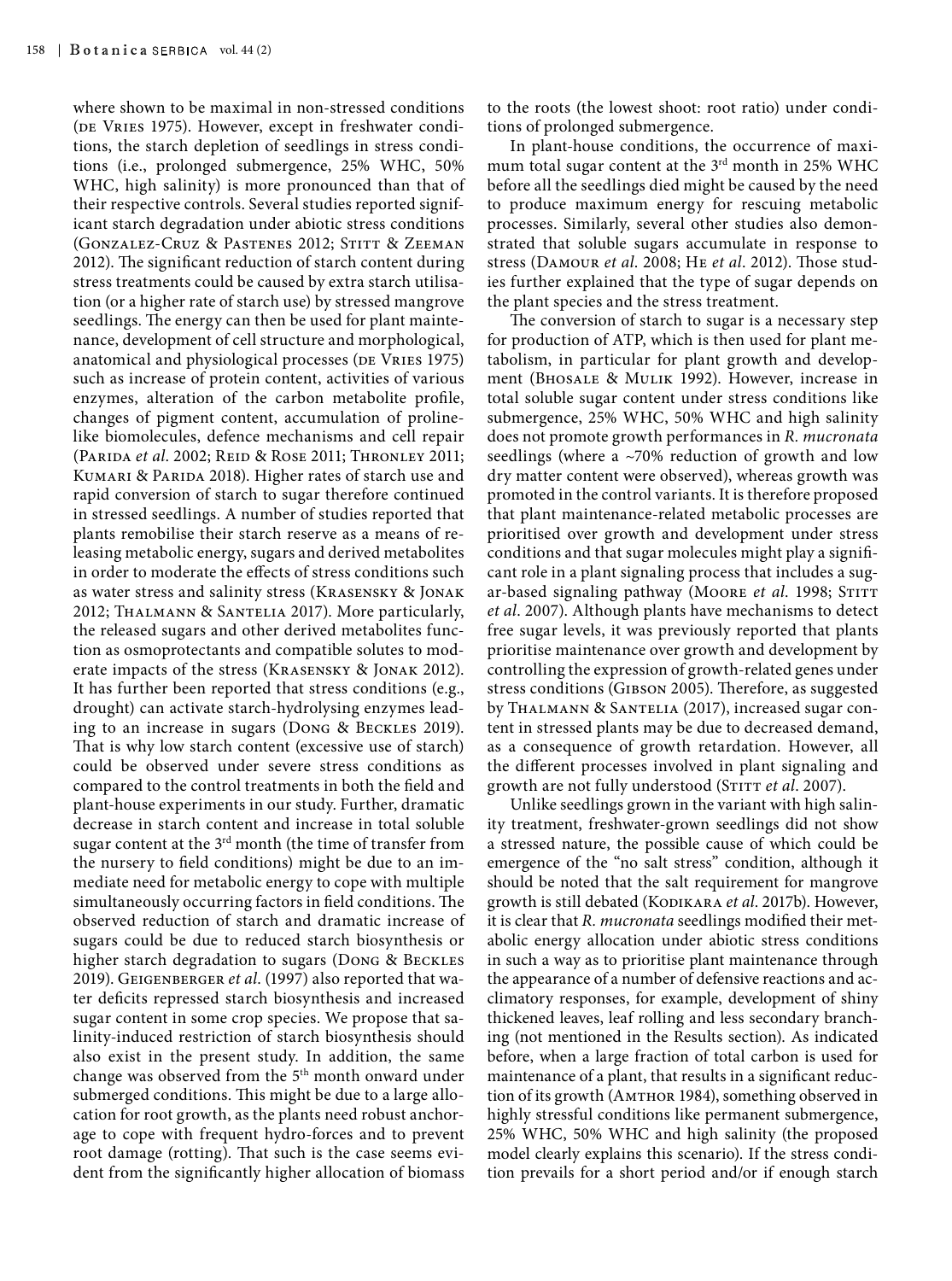where shown to be maximal in non-stressed conditions (de Vries 1975). However, except in freshwater conditions, the starch depletion of seedlings in stress conditions (i.e., prolonged submergence, 25% WHC, 50% WHC, high salinity) is more pronounced than that of their respective controls. Several studies reported significant starch degradation under abiotic stress conditions (Gonzalez-Cruz & Pastenes 2012; Stitt & Zeeman 2012). The significant reduction of starch content during stress treatments could be caused by extra starch utilisation (or a higher rate of starch use) by stressed mangrove seedlings. The energy can then be used for plant maintenance, development of cell structure and morphological, anatomical and physiological processes (de Vries 1975) such as increase of protein content, activities of various enzymes, alteration of the carbon metabolite profile, changes of pigment content, accumulation of proline-like biomolecules, defence mechanisms and cell repair (Parida *et al*. 2002; Reid & Rose 2011; Thronley 2011; Kumari & Parida 2018). Higher rates of starch use and rapid conversion of starch to sugar therefore continued in stressed seedlings. A number of studies reported that plants remobilise their starch reserve as a means of releasing metabolic energy, sugars and derived metabolites in order to moderate the effects of stress conditions such as water stress and salinity stress (Krasensky & Jonak 2012; Thalmann & Santelia 2017). More particularly, the released sugars and other derived metabolites function as osmoprotectants and compatible solutes to moderate impacts of the stress (Krasensky & Jonak 2012). It has further been reported that stress conditions (e.g., drought) can activate starch-hydrolysing enzymes leading to an increase in sugars (Dong & Beckles 2019). That is why low starch content (excessive use of starch) could be observed under severe stress conditions as compared to the control treatments in both the field and plant-house experiments in our study. Further, dramatic decrease in starch content and increase in total soluble sugar content at the 3[rd] month (the time of transfer from the nursery to field conditions) might be due to an immediate need for metabolic energy to cope with multiple simultaneously occurring factors in field conditions. The observed reduction of starch and dramatic increase of sugars could be due to reduced starch biosynthesis or higher starch degradation to sugars (Dong & Beckles 2019). Geigenberger *et al*. (1997) also reported that water deficits repressed starch biosynthesis and increased sugar content in some crop species. We propose that salinity-induced restriction of starch biosynthesis should also exist in the present study. In addition, the same change was observed from the 5[th] month onward under submerged conditions. This might be due to a large allocation for root growth, as the plants need robust anchorage to cope with frequent hydro-forces and to prevent root damage (rotting). That such is the case seems evident from the significantly higher allocation of biomass to the roots (the lowest shoot: root ratio) under conditions of prolonged submergence.

In plant-house conditions, the occurrence of maximum total sugar content at the 3[rd] month in 25% WHC before all the seedlings died might be caused by the need to produce maximum energy for rescuing metabolic processes. Similarly, several other studies also demonstrated that soluble sugars accumulate in response to stress (Damour *et al*. 2008; He *et al*. 2012). Those studies further explained that the type of sugar depends on the plant species and the stress treatment.

The conversion of starch to sugar is a necessary step for production of ATP, which is then used for plant metabolism, in particular for plant growth and development (Bhosale & Mulik 1992). However, increase in total soluble sugar content under stress conditions like submergence, 25% WHC, 50% WHC and high salinity does not promote growth performances in *R. mucronata* seedlings (where a ~70% reduction of growth and low dry matter content were observed), whereas growth was promoted in the control variants. It is therefore proposed that plant maintenance-related metabolic processes are prioritised over growth and development under stress conditions and that sugar molecules might play a significant role in a plant signaling process that includes a sugar-based signaling pathway (Moore *et al*. 1998; Stitt *et al*. 2007). Although plants have mechanisms to detect free sugar levels, it was previously reported that plants prioritise maintenance over growth and development by controlling the expression of growth-related genes under stress conditions (Gibson 2005). Therefore, as suggested by Thalmann & Santelia (2017), increased sugar content in stressed plants may be due to decreased demand, as a consequence of growth retardation. However, all the different processes involved in plant signaling and growth are not fully understood (Stitt *et al*. 2007).

Unlike seedlings grown in the variant with high salinity treatment, freshwater-grown seedlings did not show a stressed nature, the possible cause of which could be emergence of the "no salt stress" condition, although it should be noted that the salt requirement for mangrove growth is still debated (Kodikara *et al*. 2017b). However, it is clear that *R. mucronata* seedlings modified their metabolic energy allocation under abiotic stress conditions in such a way as to prioritise plant maintenance through the appearance of a number of defensive reactions and acclimatory responses, for example, development of shiny thickened leaves, leaf rolling and less secondary branching (not mentioned in the Results section). As indicated before, when a large fraction of total carbon is used for maintenance of a plant, that results in a significant reduction of its growth (Amthor 1984), something observed in highly stressful conditions like permanent submergence, 25% WHC, 50% WHC and high salinity (the proposed model clearly explains this scenario). If the stress condition prevails for a short period and/or if enough starch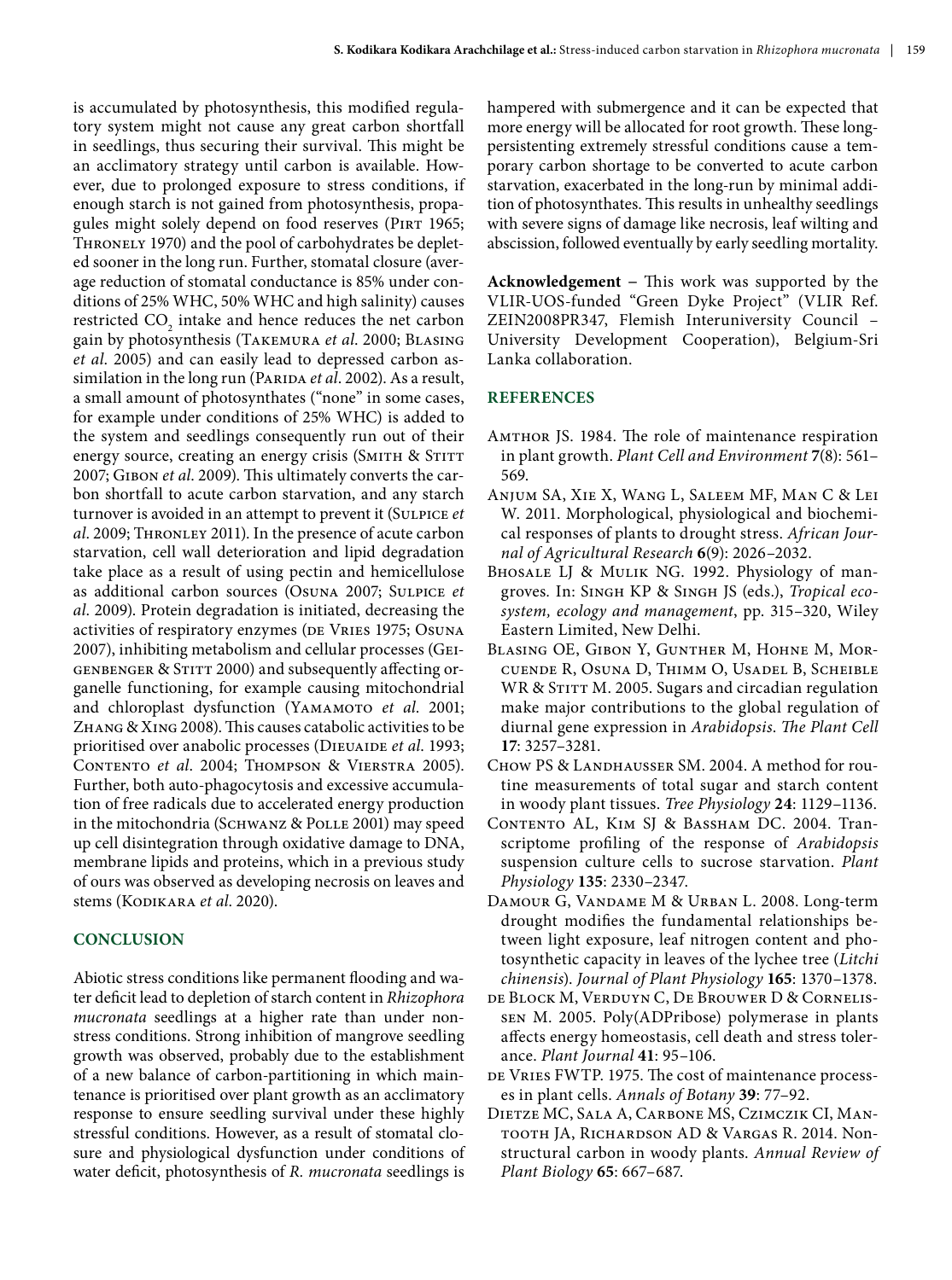is accumulated by photosynthesis, this modified regulatory system might not cause any great carbon shortfall in seedlings, thus securing their survival. This might be an acclimatory strategy until carbon is available. However, due to prolonged exposure to stress conditions, if enough starch is not gained from photosynthesis, propagules might solely depend on food reserves (Pirt 1965; Throneley 1970) and the pool of carbohydrates be depleted sooner in the long run. Further, stomatal closure (average reduction of stomatal conductance is 85% under conditions of 25% WHC, 50% WHC and high salinity) causes restricted $CO_2$ intake and hence reduces the net carbon gain by photosynthesis (Takemura *et al*. 2000; Blasing *et al*. 2005) and can easily lead to depressed carbon assimilation in the long run (Parida *et al*. 2002). As a result, a small amount of photosynthates ("none" in some cases, for example under conditions of 25% WHC) is added to the system and seedlings consequently run out of their energy source, creating an energy crisis (Smith & Stitt 2007; Gibon *et al*. 2009). This ultimately converts the carbon shortfall to acute carbon starvation, and any starch turnover is avoided in an attempt to prevent it (Sulpice *et al*. 2009; Thronley 2011). In the presence of acute carbon starvation, cell wall deterioration and lipid degradation take place as a result of using pectin and hemicellulose as additional carbon sources (Osuna 2007; Sulpice *et al*. 2009). Protein degradation is initiated, decreasing the activities of respiratory enzymes (de Vries 1975; Osuna 2007), inhibiting metabolism and cellular processes (Geigenbenger & Stitt 2000) and subsequently affecting organelle functioning, for example causing mitochondrial and chloroplast dysfunction (Yamamoto *et al*. 2001; Zhang & Xing 2008). This causes catabolic activities to be prioritised over anabolic processes (Dieuaide *et al*. 1993; Contento *et al*. 2004; Thompson & Vierstra 2005). Further, both auto-phagocytosis and excessive accumulation of free radicals due to accelerated energy production in the mitochondria (Schwanz & Polle 2001) may speed up cell disintegration through oxidative damage to DNA, membrane lipids and proteins, which in a previous study of ours was observed as developing necrosis on leaves and stems (Kodikara *et al*. 2020).

## CONCLUSION

Abiotic stress conditions like permanent flooding and water deficit lead to depletion of starch content in *Rhizophora mucronata* seedlings at a higher rate than under non-stress conditions. Strong inhibition of mangrove seedling growth was observed, probably due to the establishment of a new balance of carbon-partitioning in which maintenance is prioritised over plant growth as an acclimatory response to ensure seedling survival under these highly stressful conditions. However, as a result of stomatal closure and physiological dysfunction under conditions of water deficit, photosynthesis of *R. mucronata* seedlings is hampered with submergence and it can be expected that more energy will be allocated for root growth. These long-persistenting extremely stressful conditions cause a temporary carbon shortage to be converted to acute carbon starvation, exacerbated in the long-run by minimal addition of photosynthates. This results in unhealthy seedlings with severe signs of damage like necrosis, leaf wilting and abscission, followed eventually by early seedling mortality.

**Acknowledgement** – This work was supported by the VLIR-UOS-funded "Green Dyke Project" (VLIR Ref. ZEIN2008PR347, Flemish Interuniversity Council – University Development Cooperation), Belgium-Sri Lanka collaboration.

## REFERENCES

Amthor JS. 1984. The role of maintenance respiration in plant growth. *Plant Cell and Environment* **7**(8): 561–569.

Anjum SA, Xie X, Wang L, Saleem MF, Man C & Lei W. 2011. Morphological, physiological and biochemical responses of plants to drought stress. *African Journal of Agricultural Research* **6**(9): 2026–2032.

Bhosale LJ & Mulik NG. 1992. Physiology of mangroves. In: Singh KP & Singh JS (eds.), *Tropical ecosystem, ecology and management*, pp. 315–320, Wiley Eastern Limited, New Delhi.

Blasing OE, Gibon Y, Gunther M, Hohne M, Morcuende R, Osuna D, Thimm O, Usadel B, Scheible WR & Stitt M. 2005. Sugars and circadian regulation make major contributions to the global regulation of diurnal gene expression in *Arabidopsis*. *The Plant Cell* **17**: 3257–3281.

Chow PS & Landhausser SM. 2004. A method for routine measurements of total sugar and starch content in woody plant tissues. *Tree Physiology* **24**: 1129–1136.

Contento AL, Kim SJ & Bassham DC. 2004. Transcriptome profiling of the response of *Arabidopsis* suspension culture cells to sucrose starvation. *Plant Physiology* **135**: 2330–2347.

Damour G, Vandame M & Urban L. 2008. Long-term drought modifies the fundamental relationships between light exposure, leaf nitrogen content and photosynthetic capacity in leaves of the lychee tree (*Litchi chinensis*). *Journal of Plant Physiology* **165**: 1370–1378.

de Block M, Verduyn C, De Brouwer D & Cornelissen M. 2005. Poly(ADPribose) polymerase in plants affects energy homeostasis, cell death and stress tolerance. *Plant Journal* **41**: 95–106.

de Vries FWTP. 1975. The cost of maintenance processes in plant cells. *Annals of Botany* **39**: 77–92.

Dietze MC, Sala A, Carbone MS, Czimczik CI, Mantooth JA, Richardson AD & Vargas R. 2014. Nonstructural carbon in woody plants. *Annual Review of Plant Biology* **65**: 667–687.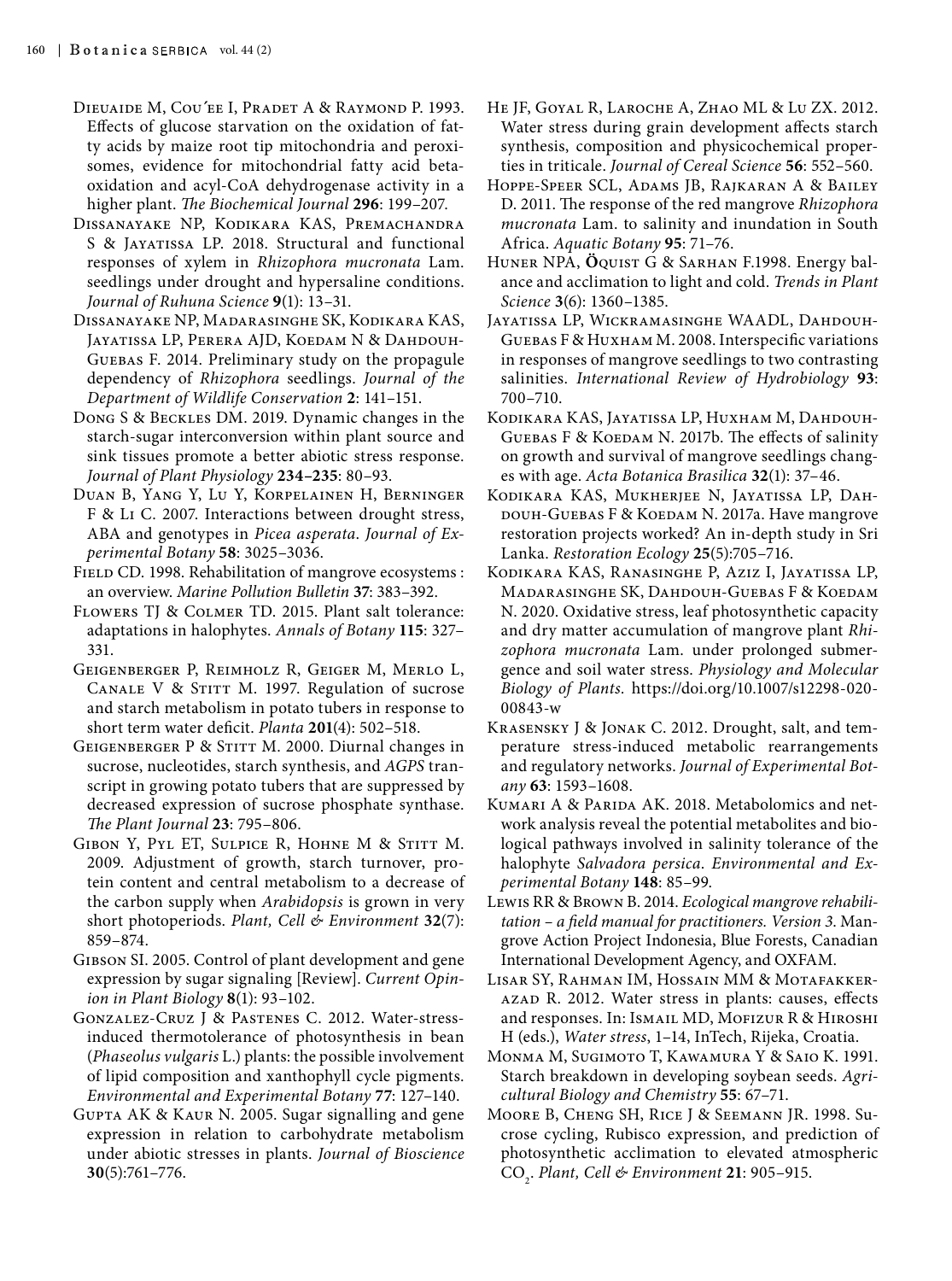Dieuaide M, Cou´ee I, Pradet A & Raymond P. 1993. Effects of glucose starvation on the oxidation of fatty acids by maize root tip mitochondria and peroxisomes, evidence for mitochondrial fatty acid beta-oxidation and acyl-CoA dehydrogenase activity in a higher plant. *The Biochemical Journal* **296**: 199–207.

Dissanayake NP, Kodikara KAS, Premachandra S & Jayatissa LP. 2018. Structural and functional responses of xylem in *Rhizophora mucronata* Lam. seedlings under drought and hypersaline conditions. *Journal of Ruhuna Science* **9**(1): 13–31.

Dissanayake NP, Madarasinghe SK, Kodikara KAS, Jayatissa LP, Perera AJD, Koedam N & Dahdouh-Guebas F. 2014. Preliminary study on the propagule dependency of *Rhizophora* seedlings. *Journal of the Department of Wildlife Conservation* **2**: 141–151.

Dong S & Beckles DM. 2019. Dynamic changes in the starch-sugar interconversion within plant source and sink tissues promote a better abiotic stress response. *Journal of Plant Physiology* **234–235**: 80–93.

Duan B, Yang Y, Lu Y, Korpelainen H, Berninger F & Li C. 2007. Interactions between drought stress, ABA and genotypes in *Picea asperata*. *Journal of Experimental Botany* **58**: 3025–3036.

Field CD. 1998. Rehabilitation of mangrove ecosystems : an overview. *Marine Pollution Bulletin* **37**: 383–392.

Flowers TJ & Colmer TD. 2015. Plant salt tolerance: adaptations in halophytes. *Annals of Botany* **115**: 327–331.

Geigenberger P, Reimholz R, Geiger M, Merlo L, Canale V & Stitt M. 1997. Regulation of sucrose and starch metabolism in potato tubers in response to short term water deficit. *Planta* **201**(4): 502–518.

Geigenberger P & Stitt M. 2000. Diurnal changes in sucrose, nucleotides, starch synthesis, and *AGPS* transcript in growing potato tubers that are suppressed by decreased expression of sucrose phosphate synthase. *The Plant Journal* **23**: 795–806.

Gibon Y, Pyl ET, Sulpice R, Hohne M & Stitt M. 2009. Adjustment of growth, starch turnover, protein content and central metabolism to a decrease of the carbon supply when *Arabidopsis* is grown in very short photoperiods. *Plant, Cell & Environment* **32**(7): 859–874.

Gibson SI. 2005. Control of plant development and gene expression by sugar signaling [Review]. *Current Opinion in Plant Biology* **8**(1): 93–102.

Gonzalez-Cruz J & Pastenes C. 2012. Water-stress-induced thermotolerance of photosynthesis in bean (*Phaseolus vulgaris* L.) plants: the possible involvement of lipid composition and xanthophyll cycle pigments. *Environmental and Experimental Botany* **77**: 127–140.

Gupta AK & Kaur N. 2005. Sugar signalling and gene expression in relation to carbohydrate metabolism under abiotic stresses in plants. *Journal of Bioscience* **30**(5):761–776.

He JF, Goyal R, Laroche A, Zhao ML & Lu ZX. 2012. Water stress during grain development affects starch synthesis, composition and physicochemical properties in triticale. *Journal of Cereal Science* **56**: 552–560.

Hoppe-Speer SCL, Adams JB, Rajkaran A & Bailey D. 2011. The response of the red mangrove *Rhizophora mucronata* Lam. to salinity and inundation in South Africa. *Aquatic Botany* **95**: 71–76.

Huner NPA, **Ö**quist G & Sarhan F.1998. Energy balance and acclimation to light and cold. *Trends in Plant Science* **3**(6): 1360–1385.

Jayatissa LP, Wickramasinghe WAADL, Dahdouh-Guebas F & Huxham M. 2008. Interspecific variations in responses of mangrove seedlings to two contrasting salinities. *International Review of Hydrobiology* **93**: 700–710.

Kodikara KAS, Jayatissa LP, Huxham M, Dahdouh-Guebas F & Koedam N. 2017b. The effects of salinity on growth and survival of mangrove seedlings changes with age. *Acta Botanica Brasilica* **32**(1): 37–46.

Kodikara KAS, Mukherjee N, Jayatissa LP, Dahdouh-Guebas F & Koedam N. 2017a. Have mangrove restoration projects worked? An in-depth study in Sri Lanka. *Restoration Ecology* **25**(5):705–716.

Kodikara KAS, Ranasinghe P, Aziz I, Jayatissa LP, Madarasinghe SK, Dahdouh-Guebas F & Koedam N. 2020. Oxidative stress, leaf photosynthetic capacity and dry matter accumulation of mangrove plant *Rhizophora mucronata* Lam. under prolonged submergence and soil water stress. *Physiology and Molecular Biology of Plants.* https://doi.org/10.1007/s12298-020-00843-w

Krasensky J & Jonak C. 2012. Drought, salt, and temperature stress-induced metabolic rearrangements and regulatory networks. *Journal of Experimental Botany* **63**: 1593–1608.

Kumari A & Parida AK. 2018. Metabolomics and network analysis reveal the potential metabolites and biological pathways involved in salinity tolerance of the halophyte *Salvadora persica*. *Environmental and Experimental Botany* **148**: 85–99.

Lewis RR & Brown B. 2014. *Ecological mangrove rehabilitation – a field manual for practitioners. Version 3.* Mangrove Action Project Indonesia, Blue Forests, Canadian International Development Agency, and OXFAM.

Lisar SY, Rahman IM, Hossain MM & Motafakkerazad R. 2012. Water stress in plants: causes, effects and responses. In: Ismail MD, Mofizur R & Hiroshi H (eds.), *Water stress*, 1–14, InTech, Rijeka, Croatia.

Monma M, Sugimoto T, Kawamura Y & Saio K. 1991. Starch breakdown in developing soybean seeds. *Agricultural Biology and Chemistry* **55**: 67–71.

Moore B, Cheng SH, Rice J & Seemann JR. 1998. Sucrose cycling, Rubisco expression, and prediction of photosynthetic acclimation to elevated atmospheric $CO_2$. *Plant, Cell & Environment* **21**: 905–915.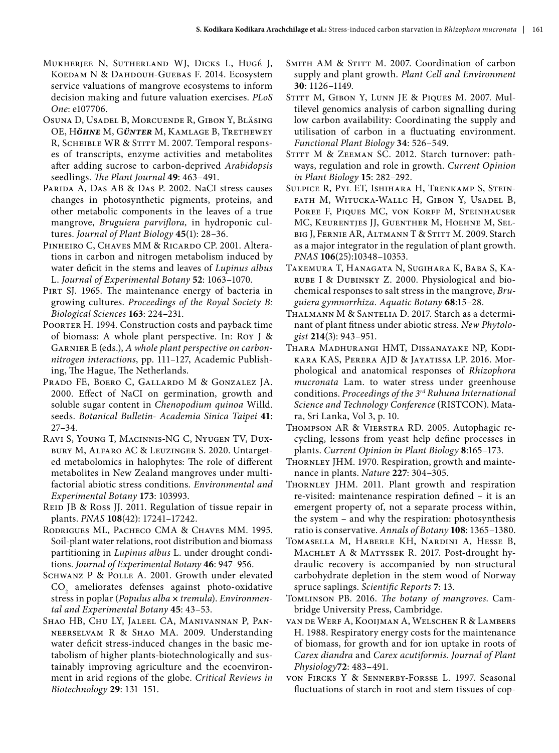Mukherjee N, Sutherland WJ, Dicks L, Hugé J, Koedam N & Dahdouh-Guebas F. 2014. Ecosystem service valuations of mangrove ecosystems to inform decision making and future valuation exercises. *PLoS One*: e107706.

Osuna D, Usadel B, Morcuende R, Gibon Y, Bläsing OE, Höhne M, Günter M, Kamlage B, Trethewey R, Scheible WR & Stitt M. 2007. Temporal responses of transcripts, enzyme activities and metabolites after adding sucrose to carbon-deprived *Arabidopsis* seedlings. *The Plant Journal* **49**: 463–491.

Parida A, Das AB & Das P. 2002. NaCI stress causes changes in photosynthetic pigments, proteins, and other metabolic components in the leaves of a true mangrove, *Bruguiera parviflora,* in hydroponic cultures. *Journal of Plant Biology* **45**(1): 28–36.

Pinheiro C, Chaves MM & Ricardo CP. 2001. Alterations in carbon and nitrogen metabolism induced by water deficit in the stems and leaves of *Lupinus albus* L. *Journal of Experimental Botany* **52**: 1063–1070.

Pirt SJ. 1965. The maintenance energy of bacteria in growing cultures. *Proceedings of the Royal Society B: Biological Sciences* **163**: 224–231.

Poorter H. 1994. Construction costs and payback time of biomass: A whole plant perspective. In: Roy J & Garnier E (eds.), *A whole plant perspective on carbon-nitrogen interactions*, pp. 111–127, Academic Publishing, The Hague, The Netherlands.

Prado FE, Boero C, Gallardo M & Gonzalez JA. 2000. Effect of NaCI on germination, growth and soluble sugar content in *Chenopodium quinoa* Willd. seeds. *Botanical Bulletin- Academia Sinica Taipei* **41**: 27–34.

Ravi S, Young T, Macinnis-NG C, Nyugen TV, Duxbury M, Alfaro AC & Leuzinger S. 2020. Untargeted metabolomics in halophytes: The role of different metabolites in New Zealand mangroves under multifactorial abiotic stress conditions. *Environmental and Experimental Botany* **173**: 103993.

Reid JB & Ross JJ. 2011. Regulation of tissue repair in plants. *PNAS* **108**(42): 17241–17242.

Rodrigues ML, Pacheco CMA & Chaves MM. 1995. Soil-plant water relations, root distribution and biomass partitioning in *Lupinus albus* L. under drought conditions. *Journal of Experimental Botany* **46**: 947–956.

Schwanz P & Polle A. 2001. Growth under elevated $CO_2$ ameliorates defenses against photo-oxidative stress in poplar (*Populus alba* × *tremula*). *Environmental and Experimental Botany* **45**: 43–53.

Shao HB, Chu LY, Jaleel CA, Manivannan P, Panneerselvam R & Shao MA. 2009. Understanding water deficit stress-induced changes in the basic metabolism of higher plants-biotechnologically and sustainably improving agriculture and the ecoenvironment in arid regions of the globe. *Critical Reviews in Biotechnology* **29**: 131–151.

Smith AM & Stitt M. 2007. Coordination of carbon supply and plant growth. *Plant Cell and Environment* **30**: 1126–1149.

Stitt M, Gibon Y, Lunn JE & Piques M. 2007. Multilevel genomics analysis of carbon signalling during low carbon availability: Coordinating the supply and utilisation of carbon in a fluctuating environment. *Functional Plant Biology* **34**: 526–549.

Stitt M & Zeeman SC. 2012. Starch turnover: pathways, regulation and role in growth. *Current Opinion in Plant Biology* **15**: 282–292.

Sulpice R, Pyl ET, Ishihara H, Trenkamp S, Steinfath M, Witucka-Wallc H, Gibon Y, Usadel B, Poree F, Piques MC, von Korff M, Steinhauser MC, Keurentjes JJ, Guenther M, Hoehne M, Selbig J, Fernie AR, Altmann T & Stitt M. 2009. Starch as a major integrator in the regulation of plant growth. *PNAS* **106**(25):10348–10353.

Takemura T, Hanagata N, Sugihara K, Baba S, Karube I & Dubinsky Z. 2000. Physiological and biochemical responses to salt stress in the mangrove, *Bruguiera gymnorrhiza*. *Aquatic Botany* **68**:15–28.

Thalmann M & Santelia D. 2017. Starch as a determinant of plant fitness under abiotic stress. *New Phytologist* **214**(3): 943–951.

Thara Madhurangi HMT, Dissanayake NP, Kodikara KAS, Perera AJD & Jayatissa LP. 2016. Morphological and anatomical responses of *Rhizophora mucronata* Lam. to water stress under greenhouse conditions. *Proceedings of the 3rd Ruhuna International Science and Technology Conference* (RISTCON). Matara, Sri Lanka, Vol 3, p. 10.

Thompson AR & Vierstra RD. 2005. Autophagic recycling, lessons from yeast help define processes in plants. *Current Opinion in Plant Biology* **8**:165–173.

Thornley JHM. 1970. Respiration, growth and maintenance in plants. *Nature* **227**: 304–305.

Thornley JHM. 2011. Plant growth and respiration re-visited: maintenance respiration defined – it is an emergent property of, not a separate process within, the system – and why the respiration: photosynthesis ratio is conservative. *Annals of Botany* **108**: 1365–1380.

Tomasella M, Haberle KH, Nardini A, Hesse B, Machlet A & Matyssek R. 2017. Post-drought hydraulic recovery is accompanied by non-structural carbohydrate depletion in the stem wood of Norway spruce saplings. *Scientific Reports* **7**: 13.

Tomlinson PB. 2016. *The botany of mangroves*. Cambridge University Press, Cambridge.

van de Werf A, Kooijman A, Welschen R & Lambers H. 1988. Respiratory energy costs for the maintenance of biomass, for growth and for ion uptake in roots of *Carex diandra* and *Carex acutiformis. Journal of Plant Physiology* **72**: 483–491.

von Fircks Y & Sennerby-Forsse L. 1997. Seasonal fluctuations of starch in root and stem tissues of cop-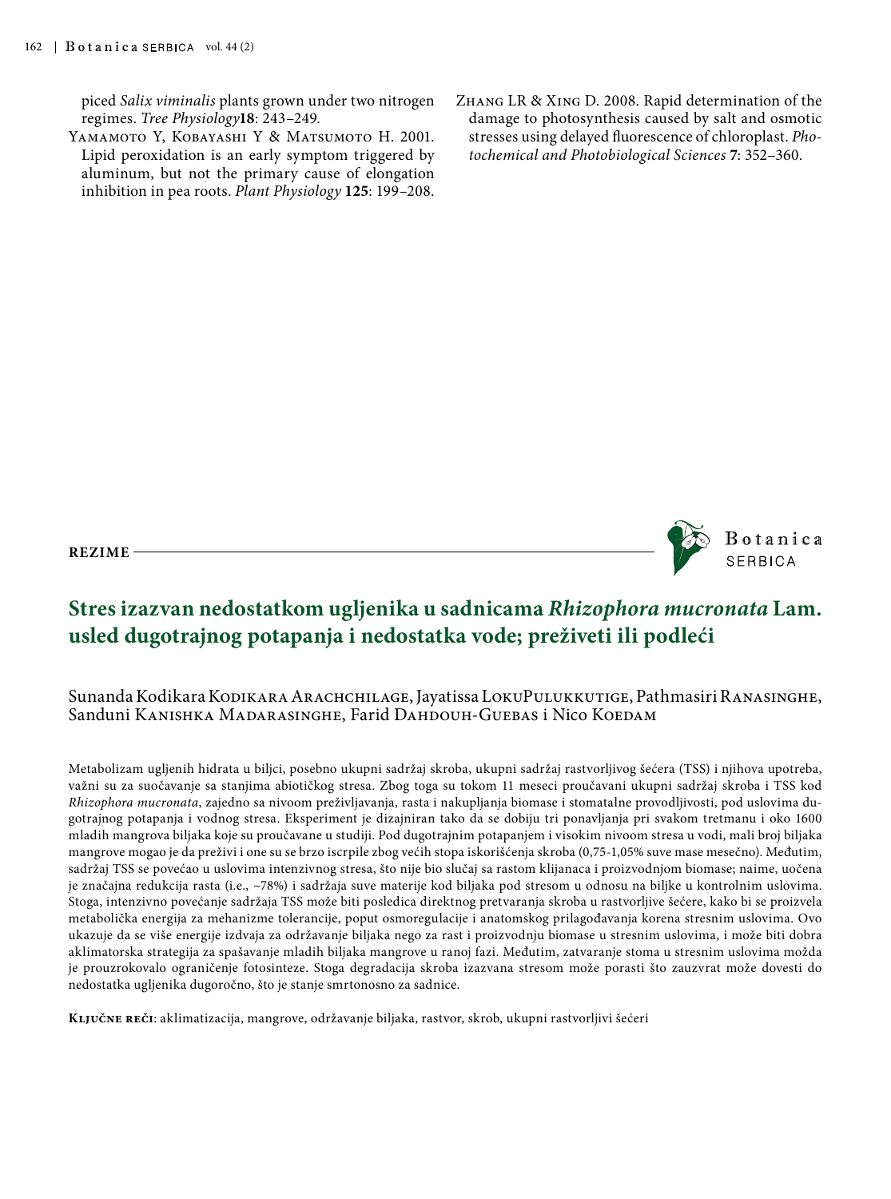piced *Salix viminalis* plants grown under two nitrogen regimes. *Tree Physiology* **18**: 243–249.

Yamamoto Y, Kobayashi Y & Matsumoto H. 2001. Lipid peroxidation is an early symptom triggered by aluminum, but not the primary cause of elongation inhibition in pea roots. *Plant Physiology* **125**: 199–208.

Zhang LR & Xing D. 2008. Rapid determination of the damage to photosynthesis caused by salt and osmotic stresses using delayed fluorescence of chloroplast. *Photochemical and Photobiological Sciences* **7**: 352–360.

**REZIME**

## Stres izazvan nedostatkom ugljenika u sadnicama *Rhizophora mucronata* Lam. usled dugotrajnog potapanja i nedostatka vode; preživeti ili podleći

Sunanda Kodikara Kodikara Arachchilage, Jayatissa LokuPulukkutige, Pathmasiri Ranasinghe, Sanduni Kanishka Madarasinghe, Farid Dahdouh-Guebas i Nico Koedam

Metabolizam ugljenih hidrata u biljci, posebno ukupni sadržaj skroba, ukupni sadržaj rastvorljivog šećera (TSS) i njihova upotreba, važni su za suočavanje sa stanjima abiotičkog stresa. Zbog toga su tokom 11 meseci proučavani ukupni sadržaj skroba i TSS kod *Rhizophora mucronata*, zajedno sa nivoom preživljavanja, rasta i nakupljanja biomase i stomatalne provodljivosti, pod uslovima dugotrajnog potapanja i vodnog stresa. Eksperiment je dizajniran tako da se dobiju tri ponavljanja pri svakom tretmanu i oko 1600 mladih mangrova biljaka koje su proučavane u studiji. Pod dugotrajnim potapanjem i visokim nivoom stresa u vodi, mali broj biljaka mangrove mogao je da preživi i one su se brzo iscrpile zbog većih stopa iskorišćenja skroba (0,75-1,05% suve mase mesečno). Međutim, sadržaj TSS se povećao u uslovima intenzivnog stresa, što nije bio slučaj sa rastom klijanaca i proizvodnjom biomase; naime, uočena je značajna redukcija rasta (i.e., ~78%) i sadržaja suve materije kod biljaka pod stresom u odnosu na biljke u kontrolnim uslovima. Stoga, intenzivno povećanje sadržaja TSS može biti posledica direktnog pretvaranja skroba u rastvorljive šećere, kako bi se proizvela metabolička energija za mehanizme tolerancije, poput osmoregulacije i anatomskog prilagođavanja korena stresnim uslovima. Ovo ukazuje da se više energije izdvaja za održavanje biljaka nego za rast i proizvodnju biomase u stresnim uslovima, i može biti dobra aklimatorska strategija za spašavanje mladih biljaka mangrove u ranoj fazi. Međutim, zatvaranje stoma u stresnim uslovima možda je prouzrokovalo ograničenje fotosinteze. Stoga degradacija skroba izazvana stresom može porasti što zauzvrat može dovesti do nedostatka ugljenika dugoročno, što je stanje smrtonosno za sadnice.

**Ključne reči**: aklimatizacija, mangrove, održavanje biljaka, rastvor, skrob, ukupni rastvorljivi šećeri